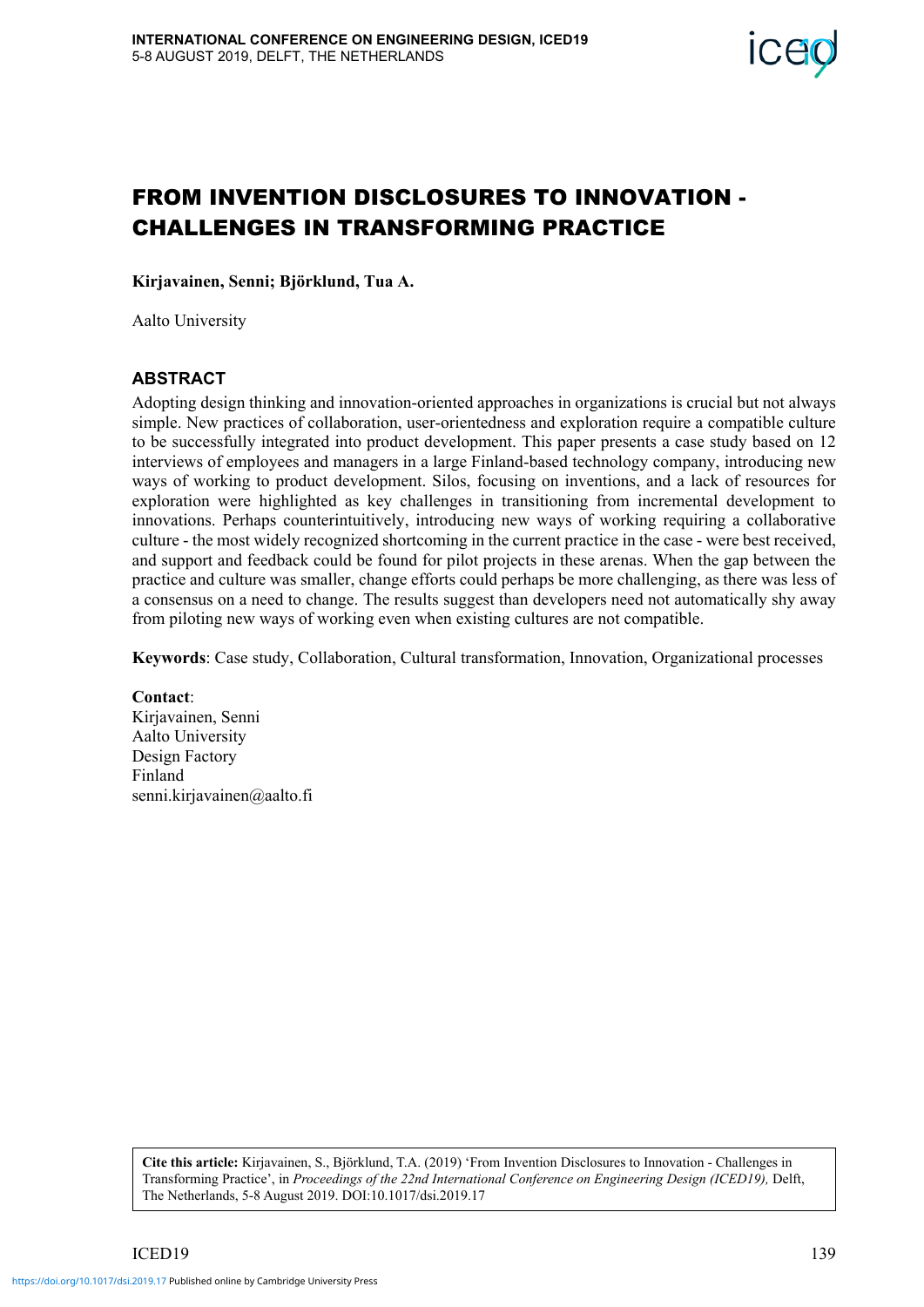# FROM INVENTION DISCLOSURES TO INNOVATION - CHALLENGES IN TRANSFORMING PRACTICE

**Kirjavainen, Senni; Björklund, Tua A.**

Aalto University

## ABSTRACT

Adopting design thinking and innovation-oriented approaches in organizations is crucial but not always simple. New practices of collaboration, user-orientedness and exploration require a compatible culture to be successfully integrated into product development. This paper presents a case study based on 12 interviews of employees and managers in a large Finland-based technology company, introducing new ways of working to product development. Silos, focusing on inventions, and a lack of resources for exploration were highlighted as key challenges in transitioning from incremental development to innovations. Perhaps counterintuitively, introducing new ways of working requiring a collaborative culture - the most widely recognized shortcoming in the current practice in the case - were best received, and support and feedback could be found for pilot projects in these arenas. When the gap between the practice and culture was smaller, change efforts could perhaps be more challenging, as there was less of a consensus on a need to change. The results suggest than developers need not automatically shy away from piloting new ways of working even when existing cultures are not compatible.

**Keywords**: Case study, Collaboration, Cultural transformation, Innovation, Organizational processes

**Contact**:
Kirjavainen, Senni
Aalto University
Design Factory
Finland
senni.kirjavainen@aalto.fi

**Cite this article:** Kirjavainen, S., Björklund, T.A. (2019) 'From Invention Disclosures to Innovation - Challenges in Transforming Practice', in *Proceedings of the 22nd International Conference on Engineering Design (ICED19),* Delft, The Netherlands, 5-8 August 2019. DOI:10.1017/dsi.2019.17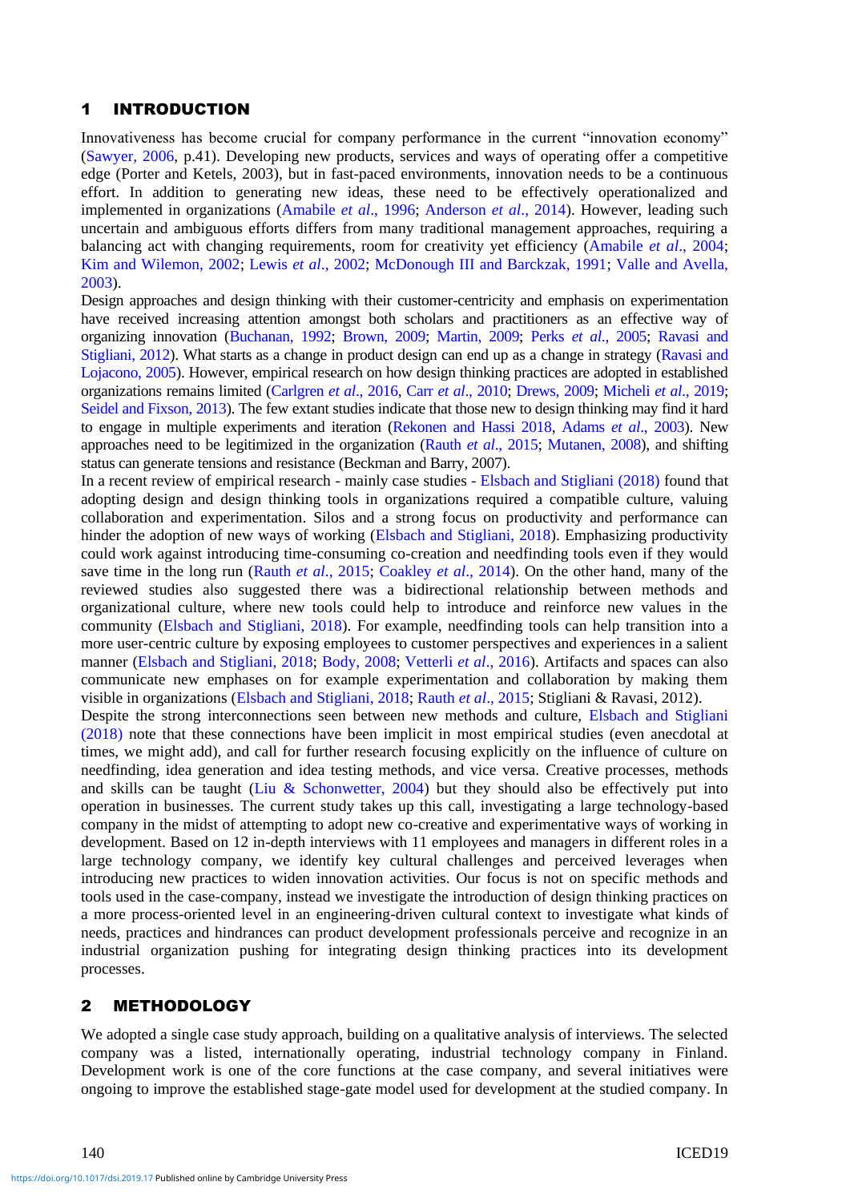## 1 INTRODUCTION

Innovativeness has become crucial for company performance in the current "innovation economy" (Sawyer, 2006, p.41). Developing new products, services and ways of operating offer a competitive edge (Porter and Ketels, 2003), but in fast-paced environments, innovation needs to be a continuous effort. In addition to generating new ideas, these need to be effectively operationalized and implemented in organizations (Amabile *et al*., 1996; Anderson *et al*., 2014). However, leading such uncertain and ambiguous efforts differs from many traditional management approaches, requiring a balancing act with changing requirements, room for creativity yet efficiency (Amabile *et al*., 2004; Kim and Wilemon, 2002; Lewis *et al*., 2002; McDonough III and Barckzak, 1991; Valle and Avella, 2003).

Design approaches and design thinking with their customer-centricity and emphasis on experimentation have received increasing attention amongst both scholars and practitioners as an effective way of organizing innovation (Buchanan, 1992; Brown, 2009; Martin, 2009; Perks *et al*., 2005; Ravasi and Stigliani, 2012). What starts as a change in product design can end up as a change in strategy (Ravasi and Lojacono, 2005). However, empirical research on how design thinking practices are adopted in established organizations remains limited (Carlgren *et al*., 2016, Carr *et al*., 2010; Drews, 2009; Micheli *et al*., 2019; Seidel and Fixson, 2013). The few extant studies indicate that those new to design thinking may find it hard to engage in multiple experiments and iteration (Rekonen and Hassi 2018, Adams *et al*., 2003). New approaches need to be legitimized in the organization (Rauth *et al*., 2015; Mutanen, 2008), and shifting status can generate tensions and resistance (Beckman and Barry, 2007).

In a recent review of empirical research - mainly case studies - Elsbach and Stigliani (2018) found that adopting design and design thinking tools in organizations required a compatible culture, valuing collaboration and experimentation. Silos and a strong focus on productivity and performance can hinder the adoption of new ways of working (Elsbach and Stigliani, 2018). Emphasizing productivity could work against introducing time-consuming co-creation and needfinding tools even if they would save time in the long run (Rauth *et al*., 2015; Coakley *et al*., 2014). On the other hand, many of the reviewed studies also suggested there was a bidirectional relationship between methods and organizational culture, where new tools could help to introduce and reinforce new values in the community (Elsbach and Stigliani, 2018). For example, needfinding tools can help transition into a more user-centric culture by exposing employees to customer perspectives and experiences in a salient manner (Elsbach and Stigliani, 2018; Body, 2008; Vetterli *et al*., 2016). Artifacts and spaces can also communicate new emphases on for example experimentation and collaboration by making them visible in organizations (Elsbach and Stigliani, 2018; Rauth *et al*., 2015; Stigliani & Ravasi, 2012).

Despite the strong interconnections seen between new methods and culture, Elsbach and Stigliani (2018) note that these connections have been implicit in most empirical studies (even anecdotal at times, we might add), and call for further research focusing explicitly on the influence of culture on needfinding, idea generation and idea testing methods, and vice versa. Creative processes, methods and skills can be taught (Liu & Schonwetter, 2004) but they should also be effectively put into operation in businesses. The current study takes up this call, investigating a large technology-based company in the midst of attempting to adopt new co-creative and experimentative ways of working in development. Based on 12 in-depth interviews with 11 employees and managers in different roles in a large technology company, we identify key cultural challenges and perceived leverages when introducing new practices to widen innovation activities. Our focus is not on specific methods and tools used in the case-company, instead we investigate the introduction of design thinking practices on a more process-oriented level in an engineering-driven cultural context to investigate what kinds of needs, practices and hindrances can product development professionals perceive and recognize in an industrial organization pushing for integrating design thinking practices into its development processes.

## 2 METHODOLOGY

We adopted a single case study approach, building on a qualitative analysis of interviews. The selected company was a listed, internationally operating, industrial technology company in Finland. Development work is one of the core functions at the case company, and several initiatives were ongoing to improve the established stage-gate model used for development at the studied company. In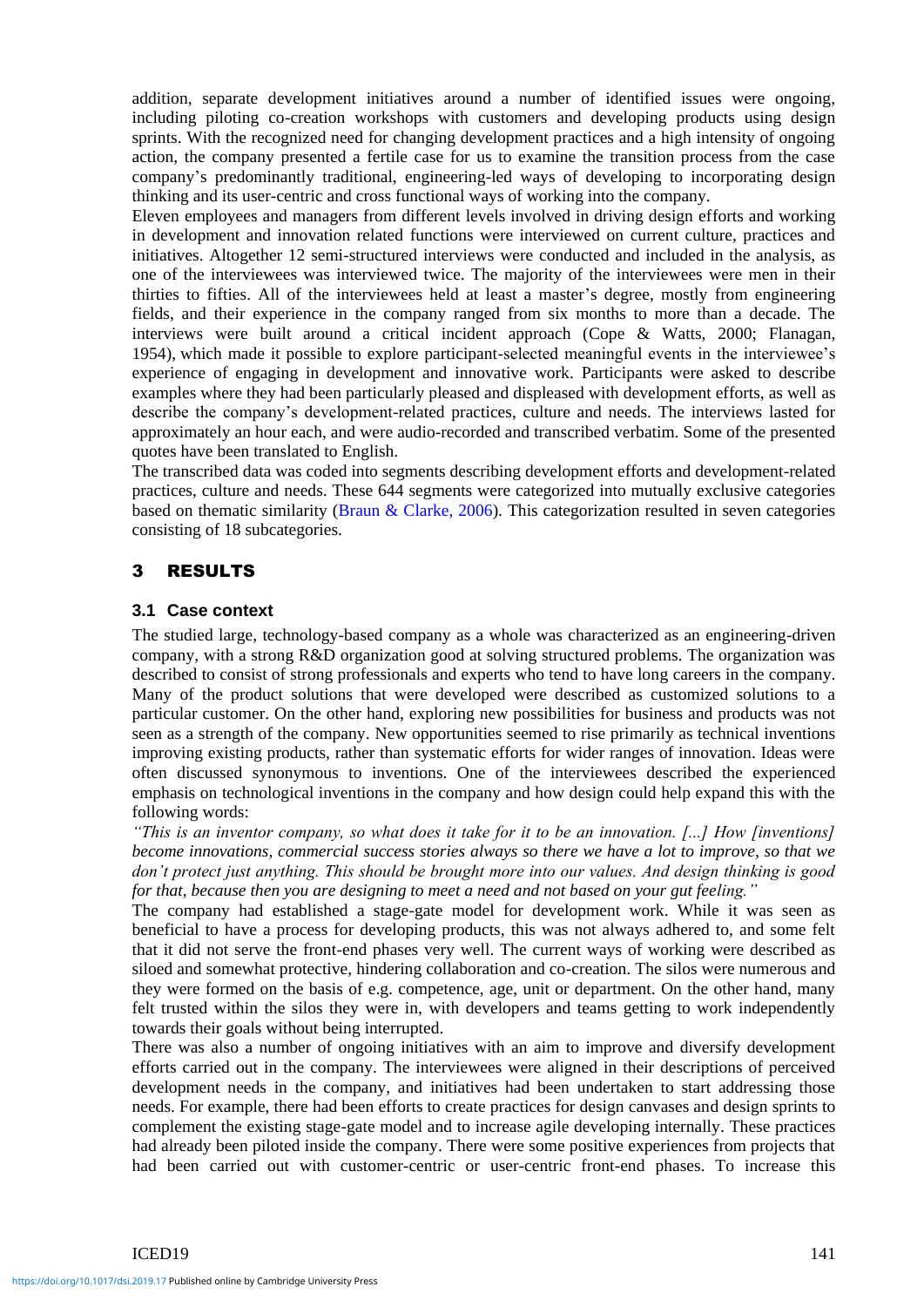addition, separate development initiatives around a number of identified issues were ongoing, including piloting co-creation workshops with customers and developing products using design sprints. With the recognized need for changing development practices and a high intensity of ongoing action, the company presented a fertile case for us to examine the transition process from the case company's predominantly traditional, engineering-led ways of developing to incorporating design thinking and its user-centric and cross functional ways of working into the company.

Eleven employees and managers from different levels involved in driving design efforts and working in development and innovation related functions were interviewed on current culture, practices and initiatives. Altogether 12 semi-structured interviews were conducted and included in the analysis, as one of the interviewees was interviewed twice. The majority of the interviewees were men in their thirties to fifties. All of the interviewees held at least a master's degree, mostly from engineering fields, and their experience in the company ranged from six months to more than a decade. The interviews were built around a critical incident approach (Cope & Watts, 2000; Flanagan, 1954), which made it possible to explore participant-selected meaningful events in the interviewee's experience of engaging in development and innovative work. Participants were asked to describe examples where they had been particularly pleased and displeased with development efforts, as well as describe the company's development-related practices, culture and needs. The interviews lasted for approximately an hour each, and were audio-recorded and transcribed verbatim. Some of the presented quotes have been translated to English.

The transcribed data was coded into segments describing development efforts and development-related practices, culture and needs. These 644 segments were categorized into mutually exclusive categories based on thematic similarity (Braun & Clarke, 2006). This categorization resulted in seven categories consisting of 18 subcategories.

## 3 RESULTS

### 3.1 Case context

The studied large, technology-based company as a whole was characterized as an engineering-driven company, with a strong R&D organization good at solving structured problems. The organization was described to consist of strong professionals and experts who tend to have long careers in the company. Many of the product solutions that were developed were described as customized solutions to a particular customer. On the other hand, exploring new possibilities for business and products was not seen as a strength of the company. New opportunities seemed to rise primarily as technical inventions improving existing products, rather than systematic efforts for wider ranges of innovation. Ideas were often discussed synonymous to inventions. One of the interviewees described the experienced emphasis on technological inventions in the company and how design could help expand this with the following words:

*"This is an inventor company, so what does it take for it to be an innovation. [...] How [inventions] become innovations, commercial success stories always so there we have a lot to improve, so that we don't protect just anything. This should be brought more into our values. And design thinking is good for that, because then you are designing to meet a need and not based on your gut feeling."*

The company had established a stage-gate model for development work. While it was seen as beneficial to have a process for developing products, this was not always adhered to, and some felt that it did not serve the front-end phases very well. The current ways of working were described as siloed and somewhat protective, hindering collaboration and co-creation. The silos were numerous and they were formed on the basis of e.g. competence, age, unit or department. On the other hand, many felt trusted within the silos they were in, with developers and teams getting to work independently towards their goals without being interrupted.

There was also a number of ongoing initiatives with an aim to improve and diversify development efforts carried out in the company. The interviewees were aligned in their descriptions of perceived development needs in the company, and initiatives had been undertaken to start addressing those needs. For example, there had been efforts to create practices for design canvases and design sprints to complement the existing stage-gate model and to increase agile developing internally. These practices had already been piloted inside the company. There were some positive experiences from projects that had been carried out with customer-centric or user-centric front-end phases. To increase this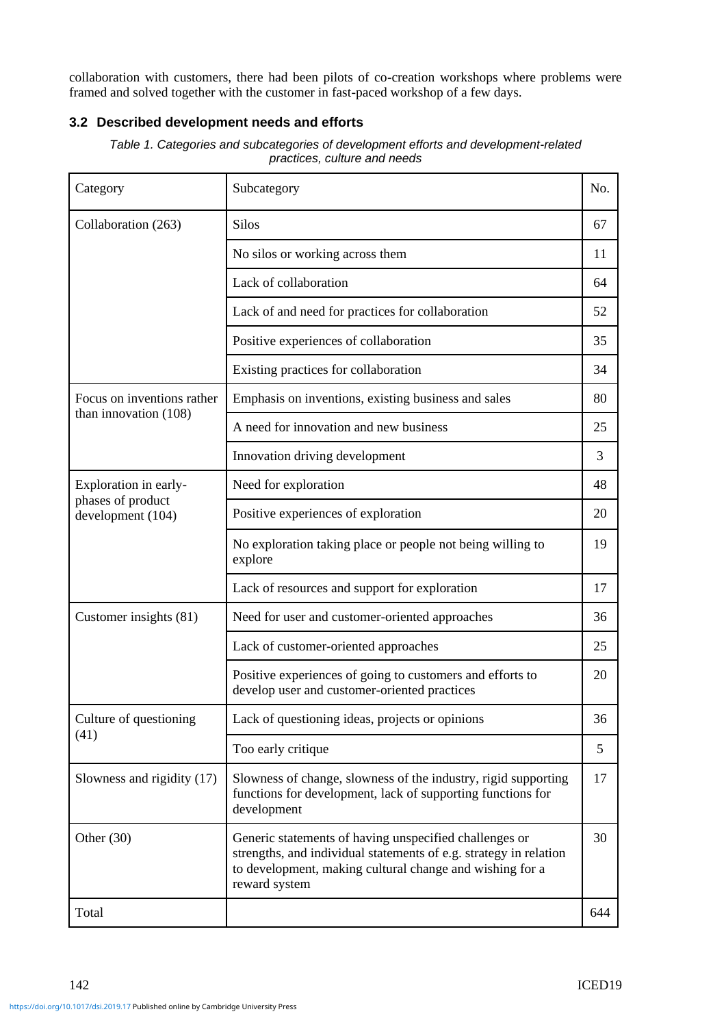collaboration with customers, there had been pilots of co-creation workshops where problems were framed and solved together with the customer in fast-paced workshop of a few days.

### 3.2 Described development needs and efforts

*Table 1. Categories and subcategories of development efforts and development-related practices, culture and needs*

| Category | Subcategory | No. |
|---|---|---|
| Collaboration (263) | Silos | 67 |
| | No silos or working across them | 11 |
| | Lack of collaboration | 64 |
| | Lack of and need for practices for collaboration | 52 |
| | Positive experiences of collaboration | 35 |
| | Existing practices for collaboration | 34 |
| Focus on inventions rather than innovation (108) | Emphasis on inventions, existing business and sales | 80 |
| | A need for innovation and new business | 25 |
| | Innovation driving development | 3 |
| Exploration in early-phases of product development (104) | Need for exploration | 48 |
| | Positive experiences of exploration | 20 |
| | No exploration taking place or people not being willing to explore | 19 |
| | Lack of resources and support for exploration | 17 |
| Customer insights (81) | Need for user and customer-oriented approaches | 36 |
| | Lack of customer-oriented approaches | 25 |
| | Positive experiences of going to customers and efforts to develop user and customer-oriented practices | 20 |
| Culture of questioning (41) | Lack of questioning ideas, projects or opinions | 36 |
| | Too early critique | 5 |
| Slowness and rigidity (17) | Slowness of change, slowness of the industry, rigid supporting functions for development, lack of supporting functions for development | 17 |
| Other (30) | Generic statements of having unspecified challenges or strengths, and individual statements of e.g. strategy in relation to development, making cultural change and wishing for a reward system | 30 |
| Total | | 644 |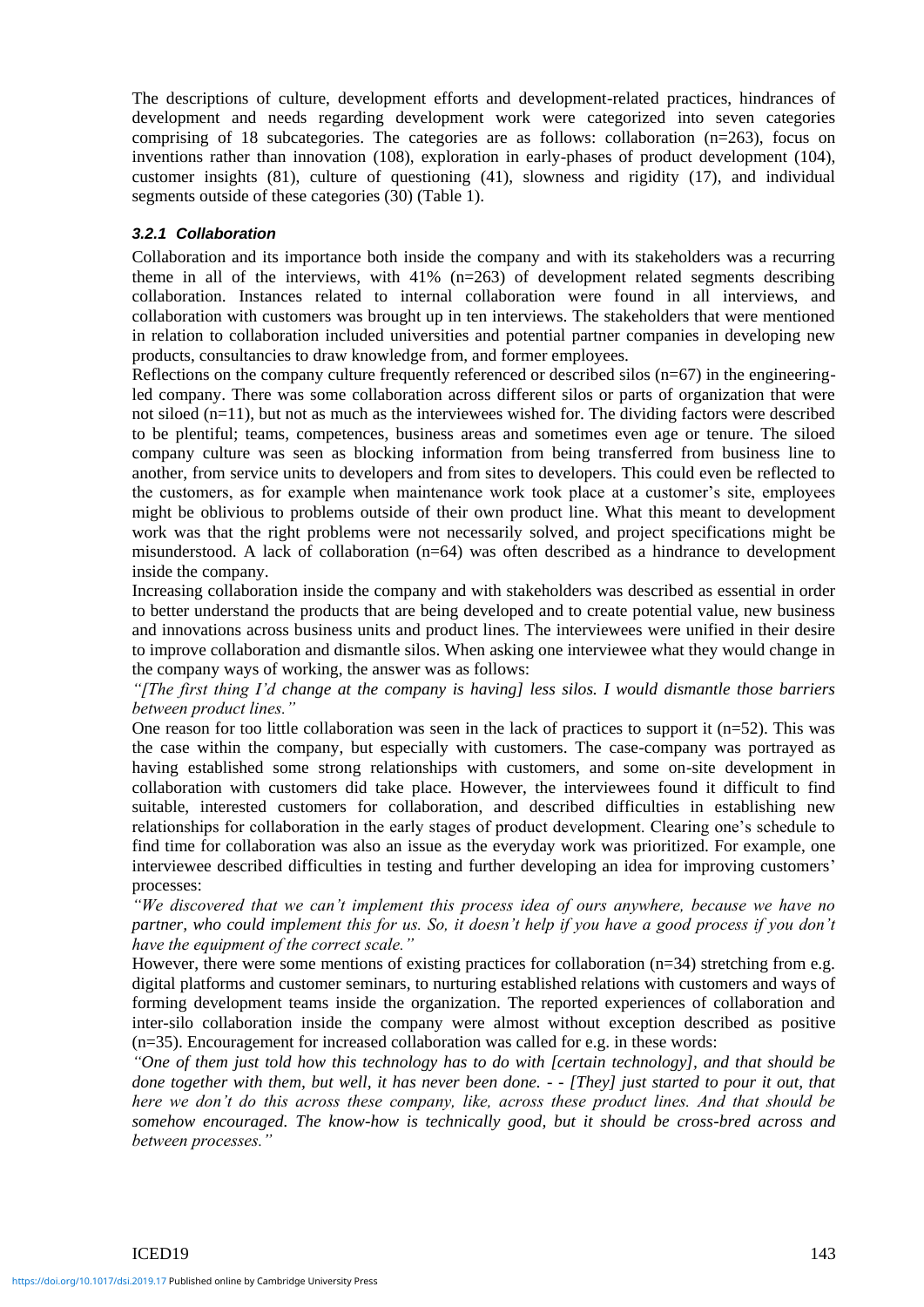The descriptions of culture, development efforts and development-related practices, hindrances of development and needs regarding development work were categorized into seven categories comprising of 18 subcategories. The categories are as follows: collaboration (n=263), focus on inventions rather than innovation (108), exploration in early-phases of product development (104), customer insights (81), culture of questioning (41), slowness and rigidity (17), and individual segments outside of these categories (30) (Table 1).

#### *3.2.1 Collaboration*

Collaboration and its importance both inside the company and with its stakeholders was a recurring theme in all of the interviews, with 41% (n=263) of development related segments describing collaboration. Instances related to internal collaboration were found in all interviews, and collaboration with customers was brought up in ten interviews. The stakeholders that were mentioned in relation to collaboration included universities and potential partner companies in developing new products, consultancies to draw knowledge from, and former employees.

Reflections on the company culture frequently referenced or described silos (n=67) in the engineering-led company. There was some collaboration across different silos or parts of organization that were not siloed (n=11), but not as much as the interviewees wished for. The dividing factors were described to be plentiful; teams, competences, business areas and sometimes even age or tenure. The siloed company culture was seen as blocking information from being transferred from business line to another, from service units to developers and from sites to developers. This could even be reflected to the customers, as for example when maintenance work took place at a customer's site, employees might be oblivious to problems outside of their own product line. What this meant to development work was that the right problems were not necessarily solved, and project specifications might be misunderstood. A lack of collaboration (n=64) was often described as a hindrance to development inside the company.

Increasing collaboration inside the company and with stakeholders was described as essential in order to better understand the products that are being developed and to create potential value, new business and innovations across business units and product lines. The interviewees were unified in their desire to improve collaboration and dismantle silos. When asking one interviewee what they would change in the company ways of working, the answer was as follows:

*"[The first thing I'd change at the company is having] less silos. I would dismantle those barriers between product lines."*

One reason for too little collaboration was seen in the lack of practices to support it (n=52). This was the case within the company, but especially with customers. The case-company was portrayed as having established some strong relationships with customers, and some on-site development in collaboration with customers did take place. However, the interviewees found it difficult to find suitable, interested customers for collaboration, and described difficulties in establishing new relationships for collaboration in the early stages of product development. Clearing one's schedule to find time for collaboration was also an issue as the everyday work was prioritized. For example, one interviewee described difficulties in testing and further developing an idea for improving customers' processes:

*"We discovered that we can't implement this process idea of ours anywhere, because we have no partner, who could implement this for us. So, it doesn't help if you have a good process if you don't have the equipment of the correct scale."*

However, there were some mentions of existing practices for collaboration (n=34) stretching from e.g. digital platforms and customer seminars, to nurturing established relations with customers and ways of forming development teams inside the organization. The reported experiences of collaboration and inter-silo collaboration inside the company were almost without exception described as positive (n=35). Encouragement for increased collaboration was called for e.g. in these words:

*"One of them just told how this technology has to do with [certain technology], and that should be done together with them, but well, it has never been done. - - [They] just started to pour it out, that here we don't do this across these company, like, across these product lines. And that should be somehow encouraged. The know-how is technically good, but it should be cross-bred across and between processes."*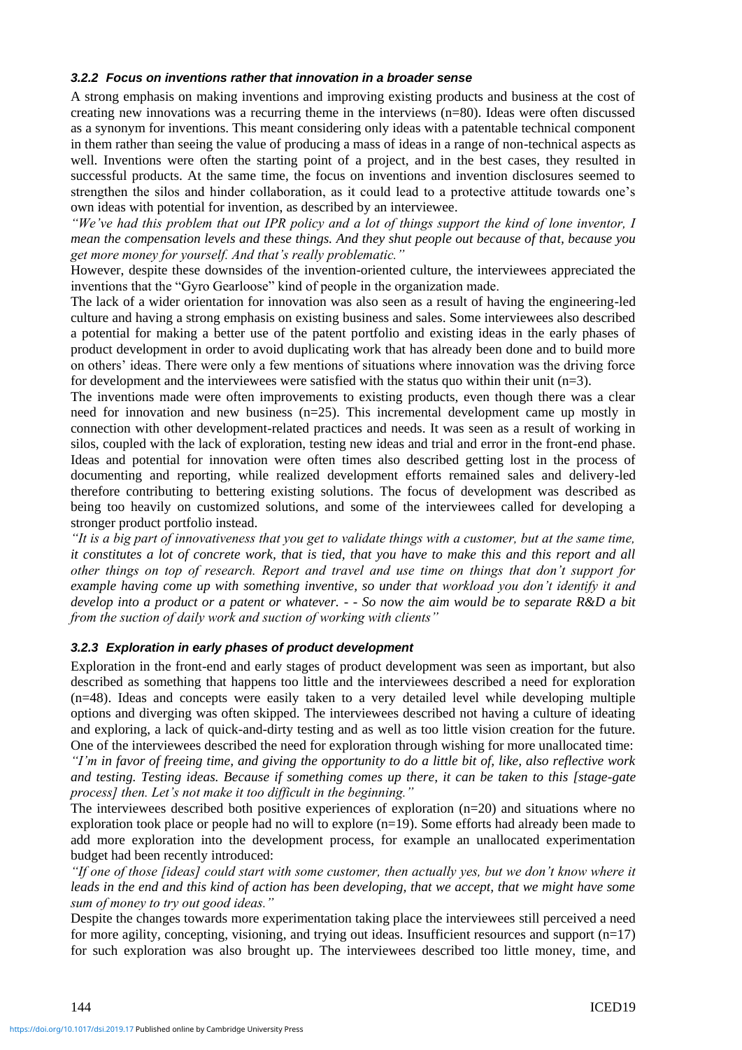#### *3.2.2 Focus on inventions rather that innovation in a broader sense*

A strong emphasis on making inventions and improving existing products and business at the cost of creating new innovations was a recurring theme in the interviews (n=80). Ideas were often discussed as a synonym for inventions. This meant considering only ideas with a patentable technical component in them rather than seeing the value of producing a mass of ideas in a range of non-technical aspects as well. Inventions were often the starting point of a project, and in the best cases, they resulted in successful products. At the same time, the focus on inventions and invention disclosures seemed to strengthen the silos and hinder collaboration, as it could lead to a protective attitude towards one's own ideas with potential for invention, as described by an interviewee.

*"We've had this problem that out IPR policy and a lot of things support the kind of lone inventor, I mean the compensation levels and these things. And they shut people out because of that, because you get more money for yourself. And that's really problematic."*

However, despite these downsides of the invention-oriented culture, the interviewees appreciated the inventions that the "Gyro Gearloose" kind of people in the organization made.

The lack of a wider orientation for innovation was also seen as a result of having the engineering-led culture and having a strong emphasis on existing business and sales. Some interviewees also described a potential for making a better use of the patent portfolio and existing ideas in the early phases of product development in order to avoid duplicating work that has already been done and to build more on others' ideas. There were only a few mentions of situations where innovation was the driving force for development and the interviewees were satisfied with the status quo within their unit (n=3).

The inventions made were often improvements to existing products, even though there was a clear need for innovation and new business (n=25). This incremental development came up mostly in connection with other development-related practices and needs. It was seen as a result of working in silos, coupled with the lack of exploration, testing new ideas and trial and error in the front-end phase. Ideas and potential for innovation were often times also described getting lost in the process of documenting and reporting, while realized development efforts remained sales and delivery-led therefore contributing to bettering existing solutions. The focus of development was described as being too heavily on customized solutions, and some of the interviewees called for developing a stronger product portfolio instead.

*"It is a big part of innovativeness that you get to validate things with a customer, but at the same time, it constitutes a lot of concrete work, that is tied, that you have to make this and this report and all other things on top of research. Report and travel and use time on things that don't support for example having come up with something inventive, so under that workload you don't identify it and develop into a product or a patent or whatever. - - So now the aim would be to separate R&D a bit from the suction of daily work and suction of working with clients"*

#### *3.2.3 Exploration in early phases of product development*

Exploration in the front-end and early stages of product development was seen as important, but also described as something that happens too little and the interviewees described a need for exploration (n=48). Ideas and concepts were easily taken to a very detailed level while developing multiple options and diverging was often skipped. The interviewees described not having a culture of ideating and exploring, a lack of quick-and-dirty testing and as well as too little vision creation for the future. One of the interviewees described the need for exploration through wishing for more unallocated time:

*"I'm in favor of freeing time, and giving the opportunity to do a little bit of, like, also reflective work and testing. Testing ideas. Because if something comes up there, it can be taken to this [stage-gate process] then. Let's not make it too difficult in the beginning."*

The interviewees described both positive experiences of exploration (n=20) and situations where no exploration took place or people had no will to explore (n=19). Some efforts had already been made to add more exploration into the development process, for example an unallocated experimentation budget had been recently introduced:

*"If one of those [ideas] could start with some customer, then actually yes, but we don't know where it leads in the end and this kind of action has been developing, that we accept, that we might have some sum of money to try out good ideas."*

Despite the changes towards more experimentation taking place the interviewees still perceived a need for more agility, concepting, visioning, and trying out ideas. Insufficient resources and support (n=17) for such exploration was also brought up. The interviewees described too little money, time, and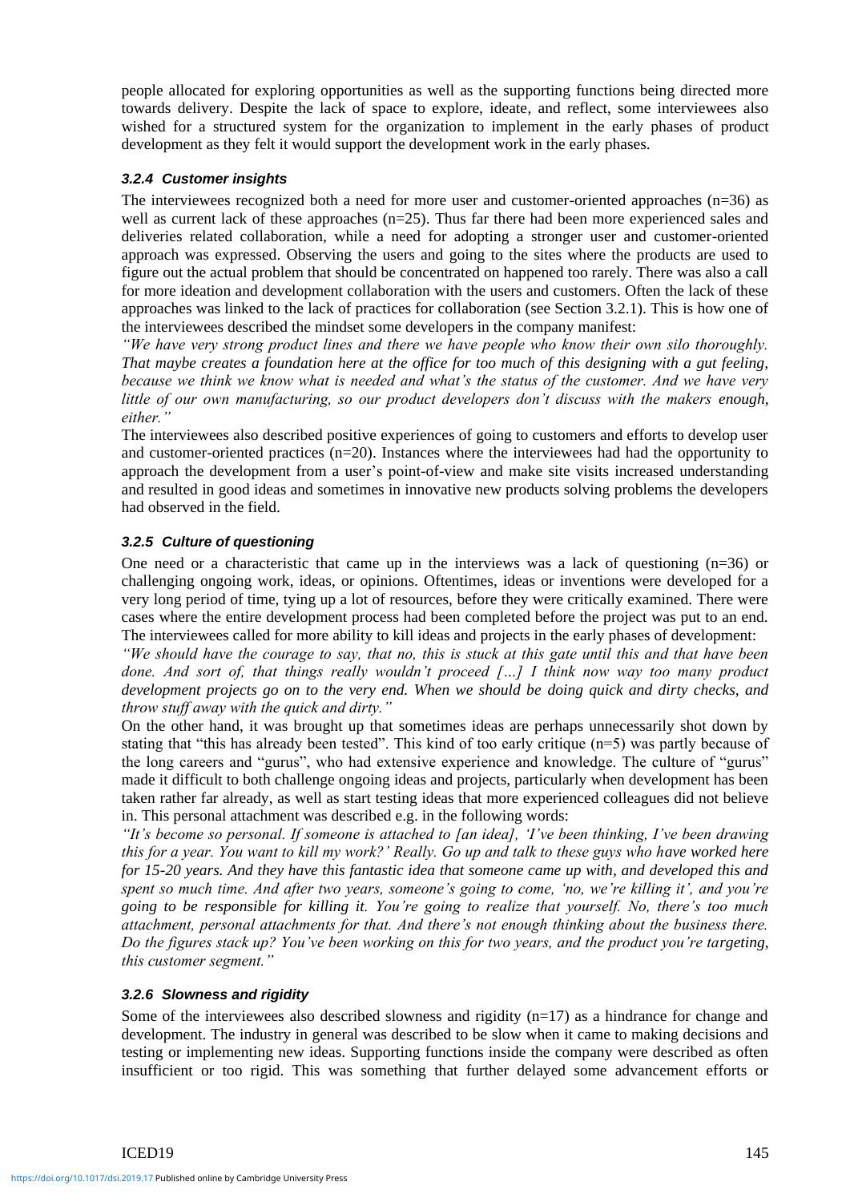people allocated for exploring opportunities as well as the supporting functions being directed more towards delivery. Despite the lack of space to explore, ideate, and reflect, some interviewees also wished for a structured system for the organization to implement in the early phases of product development as they felt it would support the development work in the early phases.

### 3.2.4 Customer insights

The interviewees recognized both a need for more user and customer-oriented approaches (n=36) as well as current lack of these approaches (n=25). Thus far there had been more experienced sales and deliveries related collaboration, while a need for adopting a stronger user and customer-oriented approach was expressed. Observing the users and going to the sites where the products are used to figure out the actual problem that should be concentrated on happened too rarely. There was also a call for more ideation and development collaboration with the users and customers. Often the lack of these approaches was linked to the lack of practices for collaboration (see Section 3.2.1). This is how one of the interviewees described the mindset some developers in the company manifest:

*"We have very strong product lines and there we have people who know their own silo thoroughly. That maybe creates a foundation here at the office for too much of this designing with a gut feeling, because we think we know what is needed and what's the status of the customer. And we have very little of our own manufacturing, so our product developers don't discuss with the makers enough, either."*

The interviewees also described positive experiences of going to customers and efforts to develop user and customer-oriented practices (n=20). Instances where the interviewees had had the opportunity to approach the development from a user's point-of-view and make site visits increased understanding and resulted in good ideas and sometimes in innovative new products solving problems the developers had observed in the field.

### 3.2.5 Culture of questioning

One need or a characteristic that came up in the interviews was a lack of questioning (n=36) or challenging ongoing work, ideas, or opinions. Oftentimes, ideas or inventions were developed for a very long period of time, tying up a lot of resources, before they were critically examined. There were cases where the entire development process had been completed before the project was put to an end. The interviewees called for more ability to kill ideas and projects in the early phases of development:

*"We should have the courage to say, that no, this is stuck at this gate until this and that have been done. And sort of, that things really wouldn't proceed […] I think now way too many product development projects go on to the very end. When we should be doing quick and dirty checks, and throw stuff away with the quick and dirty."*

On the other hand, it was brought up that sometimes ideas are perhaps unnecessarily shot down by stating that "this has already been tested". This kind of too early critique (n=5) was partly because of the long careers and "gurus", who had extensive experience and knowledge. The culture of "gurus" made it difficult to both challenge ongoing ideas and projects, particularly when development has been taken rather far already, as well as start testing ideas that more experienced colleagues did not believe in. This personal attachment was described e.g. in the following words:

*"It's become so personal. If someone is attached to [an idea], 'I've been thinking, I've been drawing this for a year. You want to kill my work?' Really. Go up and talk to these guys who have worked here for 15-20 years. And they have this fantastic idea that someone came up with, and developed this and spent so much time. And after two years, someone's going to come, 'no, we're killing it', and you're going to be responsible for killing it. You're going to realize that yourself. No, there's too much attachment, personal attachments for that. And there's not enough thinking about the business there. Do the figures stack up? You've been working on this for two years, and the product you're targeting, this customer segment."*

### 3.2.6 Slowness and rigidity

Some of the interviewees also described slowness and rigidity (n=17) as a hindrance for change and development. The industry in general was described to be slow when it came to making decisions and testing or implementing new ideas. Supporting functions inside the company were described as often insufficient or too rigid. This was something that further delayed some advancement efforts or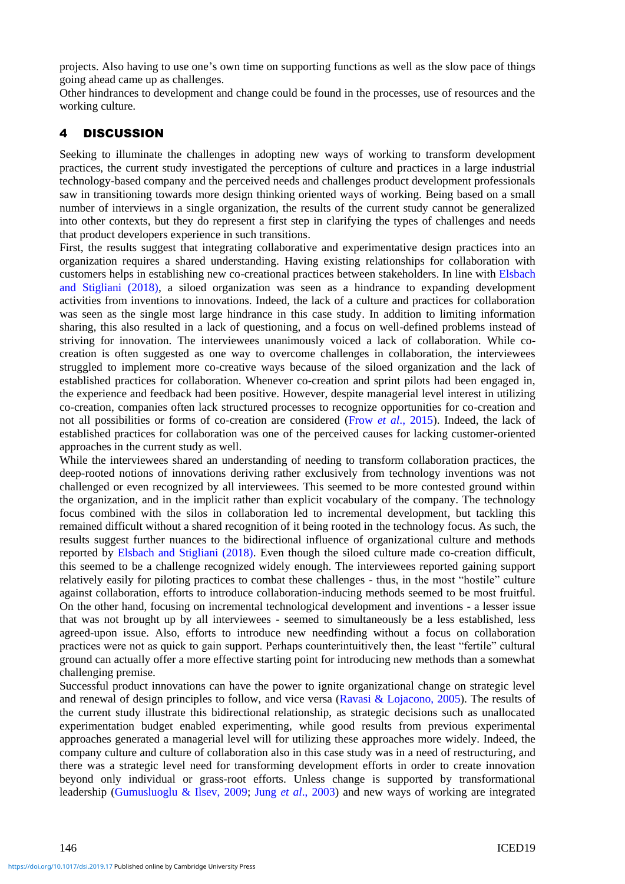projects. Also having to use one's own time on supporting functions as well as the slow pace of things going ahead came up as challenges.

Other hindrances to development and change could be found in the processes, use of resources and the working culture.

## 4 DISCUSSION

Seeking to illuminate the challenges in adopting new ways of working to transform development practices, the current study investigated the perceptions of culture and practices in a large industrial technology-based company and the perceived needs and challenges product development professionals saw in transitioning towards more design thinking oriented ways of working. Being based on a small number of interviews in a single organization, the results of the current study cannot be generalized into other contexts, but they do represent a first step in clarifying the types of challenges and needs that product developers experience in such transitions.

First, the results suggest that integrating collaborative and experimentative design practices into an organization requires a shared understanding. Having existing relationships for collaboration with customers helps in establishing new co-creational practices between stakeholders. In line with Elsbach and Stigliani (2018), a siloed organization was seen as a hindrance to expanding development activities from inventions to innovations. Indeed, the lack of a culture and practices for collaboration was seen as the single most large hindrance in this case study. In addition to limiting information sharing, this also resulted in a lack of questioning, and a focus on well-defined problems instead of striving for innovation. The interviewees unanimously voiced a lack of collaboration. While co-creation is often suggested as one way to overcome challenges in collaboration, the interviewees struggled to implement more co-creative ways because of the siloed organization and the lack of established practices for collaboration. Whenever co-creation and sprint pilots had been engaged in, the experience and feedback had been positive. However, despite managerial level interest in utilizing co-creation, companies often lack structured processes to recognize opportunities for co-creation and not all possibilities or forms of co-creation are considered (Frow *et al*., 2015). Indeed, the lack of established practices for collaboration was one of the perceived causes for lacking customer-oriented approaches in the current study as well.

While the interviewees shared an understanding of needing to transform collaboration practices, the deep-rooted notions of innovations deriving rather exclusively from technology inventions was not challenged or even recognized by all interviewees. This seemed to be more contested ground within the organization, and in the implicit rather than explicit vocabulary of the company. The technology focus combined with the silos in collaboration led to incremental development, but tackling this remained difficult without a shared recognition of it being rooted in the technology focus. As such, the results suggest further nuances to the bidirectional influence of organizational culture and methods reported by Elsbach and Stigliani (2018). Even though the siloed culture made co-creation difficult, this seemed to be a challenge recognized widely enough. The interviewees reported gaining support relatively easily for piloting practices to combat these challenges - thus, in the most "hostile" culture against collaboration, efforts to introduce collaboration-inducing methods seemed to be most fruitful. On the other hand, focusing on incremental technological development and inventions - a lesser issue that was not brought up by all interviewees - seemed to simultaneously be a less established, less agreed-upon issue. Also, efforts to introduce new needfinding without a focus on collaboration practices were not as quick to gain support. Perhaps counterintuitively then, the least "fertile" cultural ground can actually offer a more effective starting point for introducing new methods than a somewhat challenging premise.

Successful product innovations can have the power to ignite organizational change on strategic level and renewal of design principles to follow, and vice versa (Ravasi & Lojacono, 2005). The results of the current study illustrate this bidirectional relationship, as strategic decisions such as unallocated experimentation budget enabled experimenting, while good results from previous experimental approaches generated a managerial level will for utilizing these approaches more widely. Indeed, the company culture and culture of collaboration also in this case study was in a need of restructuring, and there was a strategic level need for transforming development efforts in order to create innovation beyond only individual or grass-root efforts. Unless change is supported by transformational leadership (Gumusluoglu & Ilsev, 2009; Jung *et al*., 2003) and new ways of working are integrated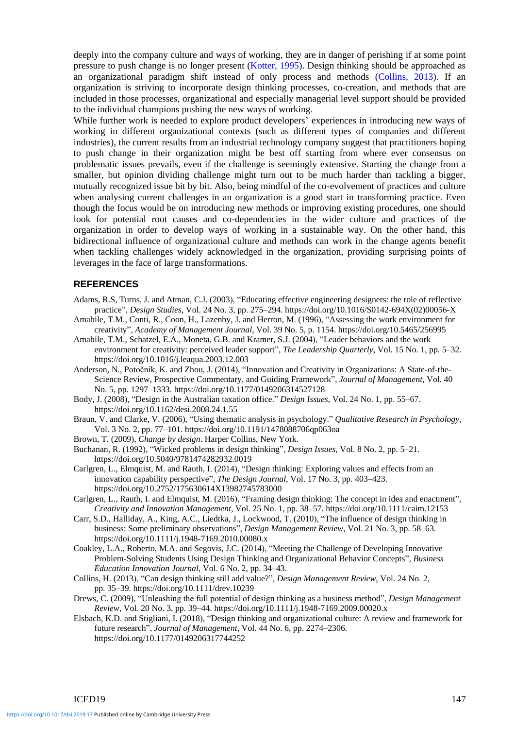deeply into the company culture and ways of working, they are in danger of perishing if at some point pressure to push change is no longer present (Kotter, 1995). Design thinking should be approached as an organizational paradigm shift instead of only process and methods (Collins, 2013). If an organization is striving to incorporate design thinking processes, co-creation, and methods that are included in those processes, organizational and especially managerial level support should be provided to the individual champions pushing the new ways of working.

While further work is needed to explore product developers' experiences in introducing new ways of working in different organizational contexts (such as different types of companies and different industries), the current results from an industrial technology company suggest that practitioners hoping to push change in their organization might be best off starting from where ever consensus on problematic issues prevails, even if the challenge is seemingly extensive. Starting the change from a smaller, but opinion dividing challenge might turn out to be much harder than tackling a bigger, mutually recognized issue bit by bit. Also, being mindful of the co-evolvement of practices and culture when analysing current challenges in an organization is a good start in transforming practice. Even though the focus would be on introducing new methods or improving existing procedures, one should look for potential root causes and co-dependencies in the wider culture and practices of the organization in order to develop ways of working in a sustainable way. On the other hand, this bidirectional influence of organizational culture and methods can work in the change agents benefit when tackling challenges widely acknowledged in the organization, providing surprising points of leverages in the face of large transformations.

## REFERENCES

Adams, R.S, Turns, J. and Atman, C.J. (2003), "Educating effective engineering designers: the role of reflective practice", *Design Studies*, Vol. 24 No. 3, pp. 275–294. https://doi.org/10.1016/S0142-694X(02)00056-X

Amabile, T.M., Conti, R., Coon, H., Lazenby, J. and Herron, M. (1996), "Assessing the work environment for creativity", *Academy of Management Journal*, Vol. 39 No. 5, p. 1154. https://doi.org/10.5465/256995

Amabile, T.M., Schatzel, E.A., Moneta, G.B. and Kramer, S.J. (2004), "Leader behaviors and the work environment for creativity: perceived leader support", *The Leadership Quarterly*, Vol. 15 No. 1, pp. 5–32. https://doi.org/10.1016/j.leaqua.2003.12.003

Anderson, N., Potočnik, K. and Zhou, J. (2014), "Innovation and Creativity in Organizations: A State-of-the-Science Review, Prospective Commentary, and Guiding Framework", *Journal of Management*, Vol. 40 No. 5, pp. 1297–1333. https://doi.org/10.1177/0149206314527128

Body, J. (2008), "Design in the Australian taxation office." *Design Issues*, Vol. 24 No. 1, pp. 55–67. https://doi.org/10.1162/desi.2008.24.1.55

Braun, V. and Clarke, V. (2006), "Using thematic analysis in psychology." *Qualitative Research in Psychology*, Vol. 3 No. 2, pp. 77–101. https://doi.org/10.1191/1478088706qp063oa

Brown, T. (2009), *Change by design*. Harper Collins, New York.

Buchanan, R. (1992), "Wicked problems in design thinking", *Design Issues*, Vol. 8 No. 2, pp. 5–21. https://doi.org/10.5040/9781474282932.0019

Carlgren, L., Elmquist, M. and Rauth, I. (2014), "Design thinking: Exploring values and effects from an innovation capability perspective", *The Design Journal*, Vol. 17 No. 3, pp. 403–423. https://doi.org/10.2752/175630614X13982745783000

Carlgren, L., Rauth, I. and Elmquist, M. (2016), "Framing design thinking: The concept in idea and enactment", *Creativity and Innovation Management*, Vol. 25 No. 1, pp. 38–57. https://doi.org/10.1111/caim.12153

Carr, S.D., Halliday, A., King, A.C., Liedtka, J., Lockwood, T. (2010), "The influence of design thinking in business: Some preliminary observations", *Design Management Review*, Vol. 21 No. 3, pp. 58–63. https://doi.org/10.1111/j.1948-7169.2010.00080.x

Coakley, L.A., Roberto, M.A. and Segovis, J.C. (2014), "Meeting the Challenge of Developing Innovative Problem-Solving Students Using Design Thinking and Organizational Behavior Concepts", *Business Education Innovation Journal*, Vol. 6 No. 2, pp. 34–43.

Collins, H. (2013), "Can design thinking still add value?", *Design Management Review*, Vol. 24 No. 2, pp. 35–39. https://doi.org/10.1111/drev.10239

Drews, C. (2009), "Unleashing the full potential of design thinking as a business method", *Design Management Review*, Vol. 20 No. 3, pp. 39–44. https://doi.org/10.1111/j.1948-7169.2009.00020.x

Elsbach, K.D. and Stigliani, I. (2018), "Design thinking and organizational culture: A review and framework for future research", *Journal of Management*, Vol. 44 No. 6, pp. 2274–2306. https://doi.org/10.1177/0149206317744252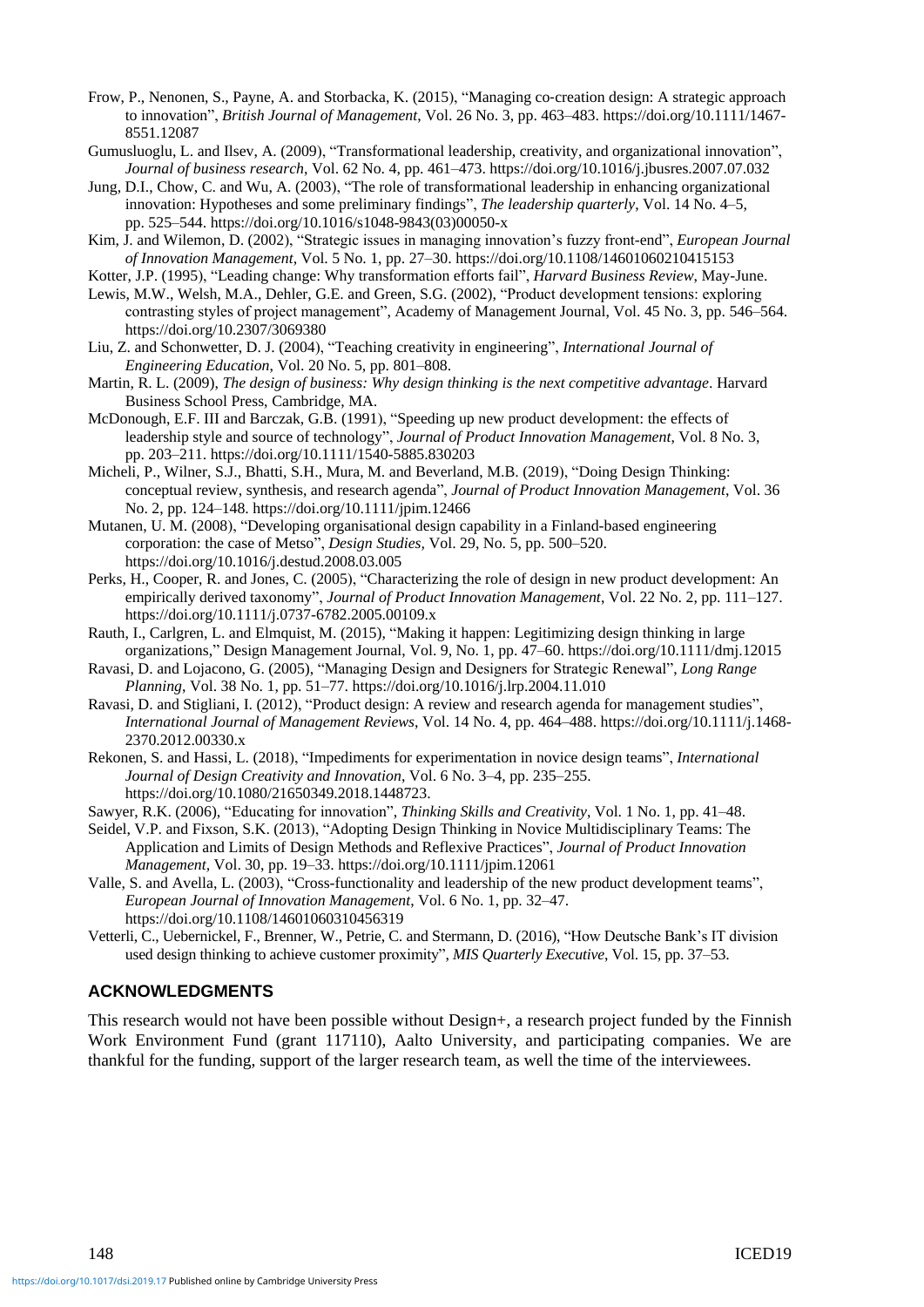Frow, P., Nenonen, S., Payne, A. and Storbacka, K. (2015), "Managing co-creation design: A strategic approach to innovation", *British Journal of Management*, Vol. 26 No. 3, pp. 463–483. https://doi.org/10.1111/1467-8551.12087

Gumusluoglu, L. and Ilsev, A. (2009), "Transformational leadership, creativity, and organizational innovation", *Journal of business research*, Vol. 62 No. 4, pp. 461–473. https://doi.org/10.1016/j.jbusres.2007.07.032

Jung, D.I., Chow, C. and Wu, A. (2003), "The role of transformational leadership in enhancing organizational innovation: Hypotheses and some preliminary findings", *The leadership quarterly*, Vol. 14 No. 4–5, pp. 525–544. https://doi.org/10.1016/s1048-9843(03)00050-x

Kim, J. and Wilemon, D. (2002), "Strategic issues in managing innovation's fuzzy front-end", *European Journal of Innovation Management*, Vol. 5 No. 1, pp. 27–30. https://doi.org/10.1108/14601060210415153

Kotter, J.P. (1995), "Leading change: Why transformation efforts fail", *Harvard Business Review*, May-June.

Lewis, M.W., Welsh, M.A., Dehler, G.E. and Green, S.G. (2002), "Product development tensions: exploring contrasting styles of project management", Academy of Management Journal, Vol. 45 No. 3, pp. 546–564. https://doi.org/10.2307/3069380

Liu, Z. and Schonwetter, D. J. (2004), "Teaching creativity in engineering", *International Journal of Engineering Education*, Vol. 20 No. 5, pp. 801–808.

Martin, R. L. (2009), *The design of business: Why design thinking is the next competitive advantage*. Harvard Business School Press, Cambridge, MA.

McDonough, E.F. III and Barczak, G.B. (1991), "Speeding up new product development: the effects of leadership style and source of technology", *Journal of Product Innovation Management*, Vol. 8 No. 3, pp. 203–211. https://doi.org/10.1111/1540-5885.830203

Micheli, P., Wilner, S.J., Bhatti, S.H., Mura, M. and Beverland, M.B. (2019), "Doing Design Thinking: conceptual review, synthesis, and research agenda", *Journal of Product Innovation Management*, Vol. 36 No. 2, pp. 124–148. https://doi.org/10.1111/jpim.12466

Mutanen, U. M. (2008), "Developing organisational design capability in a Finland-based engineering corporation: the case of Metso", *Design Studies*, Vol. 29, No. 5, pp. 500–520. https://doi.org/10.1016/j.destud.2008.03.005

Perks, H., Cooper, R. and Jones, C. (2005), "Characterizing the role of design in new product development: An empirically derived taxonomy", *Journal of Product Innovation Management*, Vol. 22 No. 2, pp. 111–127. https://doi.org/10.1111/j.0737-6782.2005.00109.x

Rauth, I., Carlgren, L. and Elmquist, M. (2015), "Making it happen: Legitimizing design thinking in large organizations," Design Management Journal, Vol. 9, No. 1, pp. 47–60. https://doi.org/10.1111/dmj.12015

Ravasi, D. and Lojacono, G. (2005), "Managing Design and Designers for Strategic Renewal", *Long Range Planning*, Vol. 38 No. 1, pp. 51–77. https://doi.org/10.1016/j.lrp.2004.11.010

Ravasi, D. and Stigliani, I. (2012), "Product design: A review and research agenda for management studies", *International Journal of Management Reviews*, Vol. 14 No. 4, pp. 464–488. https://doi.org/10.1111/j.1468-2370.2012.00330.x

Rekonen, S. and Hassi, L. (2018), "Impediments for experimentation in novice design teams", *International Journal of Design Creativity and Innovation*, Vol. 6 No. 3–4, pp. 235–255. https://doi.org/10.1080/21650349.2018.1448723.

Sawyer, R.K. (2006), "Educating for innovation", *Thinking Skills and Creativity*, Vol. 1 No. 1, pp. 41–48.

Seidel, V.P. and Fixson, S.K. (2013), "Adopting Design Thinking in Novice Multidisciplinary Teams: The Application and Limits of Design Methods and Reflexive Practices", *Journal of Product Innovation Management*, Vol. 30, pp. 19–33. https://doi.org/10.1111/jpim.12061

Valle, S. and Avella, L. (2003), "Cross-functionality and leadership of the new product development teams", *European Journal of Innovation Management*, Vol. 6 No. 1, pp. 32–47. https://doi.org/10.1108/14601060310456319

Vetterli, C., Uebernickel, F., Brenner, W., Petrie, C. and Stermann, D. (2016), "How Deutsche Bank's IT division used design thinking to achieve customer proximity", *MIS Quarterly Executive*, Vol. 15, pp. 37–53.

## ACKNOWLEDGMENTS

This research would not have been possible without Design+, a research project funded by the Finnish Work Environment Fund (grant 117110), Aalto University, and participating companies. We are thankful for the funding, support of the larger research team, as well the time of the interviewees.